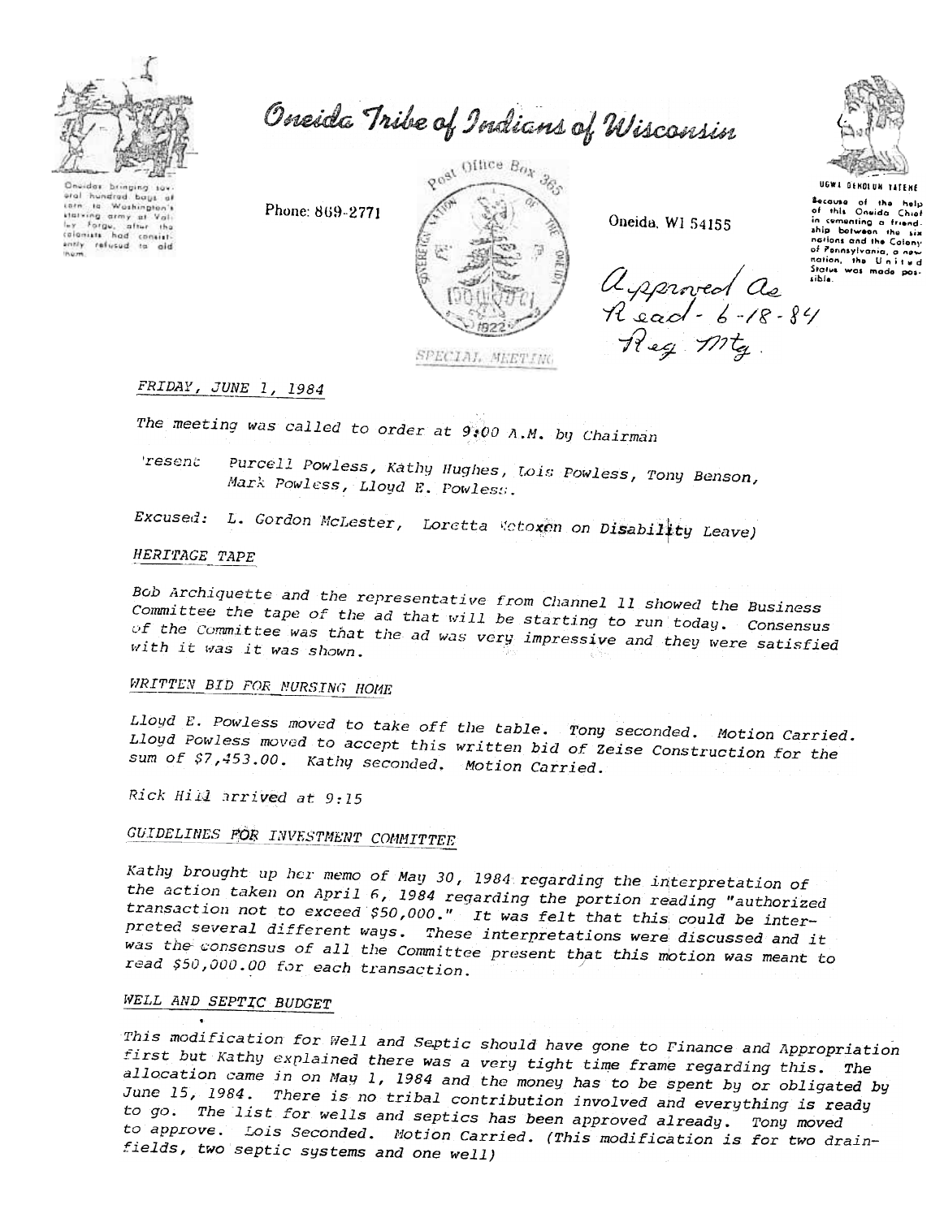Oneidas bringing several hundred bags of corn to Washington's starving army at Valley Forge, after the colonists had consistently refused to aid them.

# Oneida Tribe of Indians of Wisconsin

Phone: 869-2771

Post Office Box 365

Oneida, WI 54155

UGWA DEHOLUN YATEHE

Because of the help of this Oneida Chief in cementing a friendship between the six nations and the Colony of Pennsylvania, a new nation, the United States was made possible.

SPECIAL MEETING

Approved as Read - 6-18-84 Reg. Mtg.

*FRIDAY, JUNE 1, 1984*

*The meeting was called to order at 9:00 A.M. by Chairman*

*Present: Purcell Powless, Kathy Hughes, Lois Powless, Tony Benson, Mark Powless, Lloyd E. Powless.*

*Excused: L. Gordon McLester, Loretta Metoxen on Disability Leave)*

## *HERITAGE TAPE*

*Bob Archiquette and the representative from Channel 11 showed the Business Committee the tape of the ad that will be starting to run today. Consensus of the Committee was that the ad was very impressive and they were satisfied with it was it was shown.*

## *WRITTEN BID FOR NURSING HOME*

*Lloyd E. Powless moved to take off the table. Tony seconded. Motion Carried. Lloyd Powless moved to accept this written bid of Zeise Construction for the sum of $7,453.00. Kathy seconded. Motion Carried.*

*Rick Hill arrived at 9:15*

## *GUIDELINES FOR INVESTMENT COMMITTEE*

*Kathy brought up her memo of May 30, 1984 regarding the interpretation of the action taken on April 6, 1984 regarding the portion reading "authorized transaction not to exceed $50,000." It was felt that this could be interpreted several different ways. These interpretations were discussed and it was the consensus of all the Committee present that this motion was meant to read $50,000.00 for each transaction.*

## *WELL AND SEPTIC BUDGET*

*This modification for Well and Septic should have gone to Finance and Appropriation first but Kathy explained there was a very tight time frame regarding this. The allocation came in on May 1, 1984 and the money has to be spent by or obligated by June 15, 1984. There is no tribal contribution involved and everything is ready to go. The list for wells and septics has been approved already. Tony moved to approve. Lois Seconded. Motion Carried. (This modification is for two drainfields, two septic systems and one well)*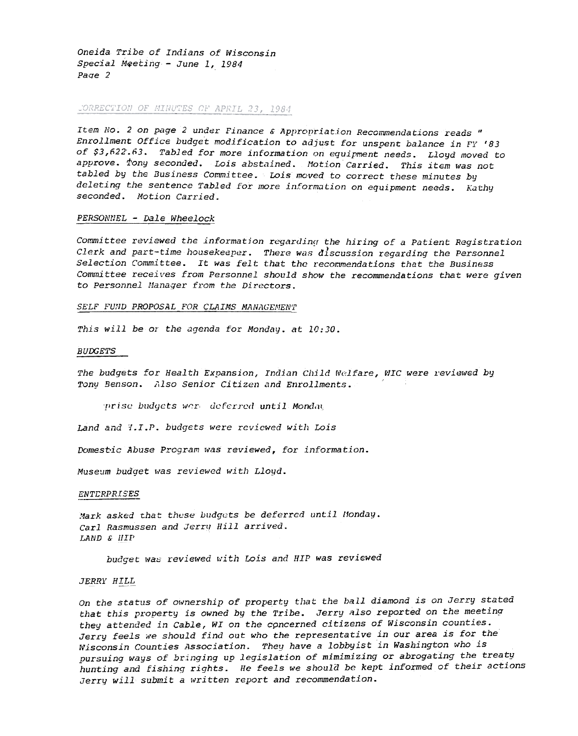Oneida Tribe of Indians of Wisconsin
Special Meeting - June 1, 1984
Page 2

CORRECTION OF MINUTES OF APRIL 23, 1984

Item No. 2 on page 2 under Finance & Appropriation Recommendations reads " Enrollment Office budget modification to adjust for unspent balance in FY '83 of $3,622.63. Tabled for more information on equipment needs. Lloyd moved to approve. Tony seconded. Lois abstained. Motion Carried. This item was not tabled by the Business Committee. Lois moved to correct these minutes by deleting the sentence Tabled for more information on equipment needs. Kathy seconded. Motion Carried.

PERSONNEL - Dale Wheelock

Committee reviewed the information regarding the hiring of a Patient Registration Clerk and part-time housekeeper. There was discussion regarding the Personnel Selection Committee. It was felt that the recommendations that the Business Committee receives from Personnel should show the recommendations that were given to Personnel Manager from the Directors.

SELF FUND PROPOSAL FOR CLAIMS MANAGEMENT

This will be on the agenda for Monday. at 10:30.

BUDGETS

The budgets for Health Expansion, Indian Child Welfare, WIC were reviewed by Tony Benson. Also Senior Citizen and Enrollments.

prise budgets were deferred until Monday

Land and T.I.P. budgets were reviewed with Lois

Domestic Abuse Program was reviewed, for information.

Museum budget was reviewed with Lloyd.

ENTERPRISES

Mark asked that these budgets be deferred until Monday.
Carl Rasmussen and Jerry Hill arrived.
LAND & HIP

budget was reviewed with Lois and HIP was reviewed

JERRY HILL

On the status of ownership of property that the ball diamond is on Jerry stated that this property is owned by the Tribe. Jerry also reported on the meeting they attended in Cable, WI on the concerned citizens of Wisconsin counties. Jerry feels we should find out who the representative in our area is for the Wisconsin Counties Association. They have a lobbyist in Washington who is pursuing ways of bringing up legislation of mimimizing or abrogating the treaty hunting and fishing rights. He feels we should be kept informed of their actions Jerry will submit a written report and recommendation.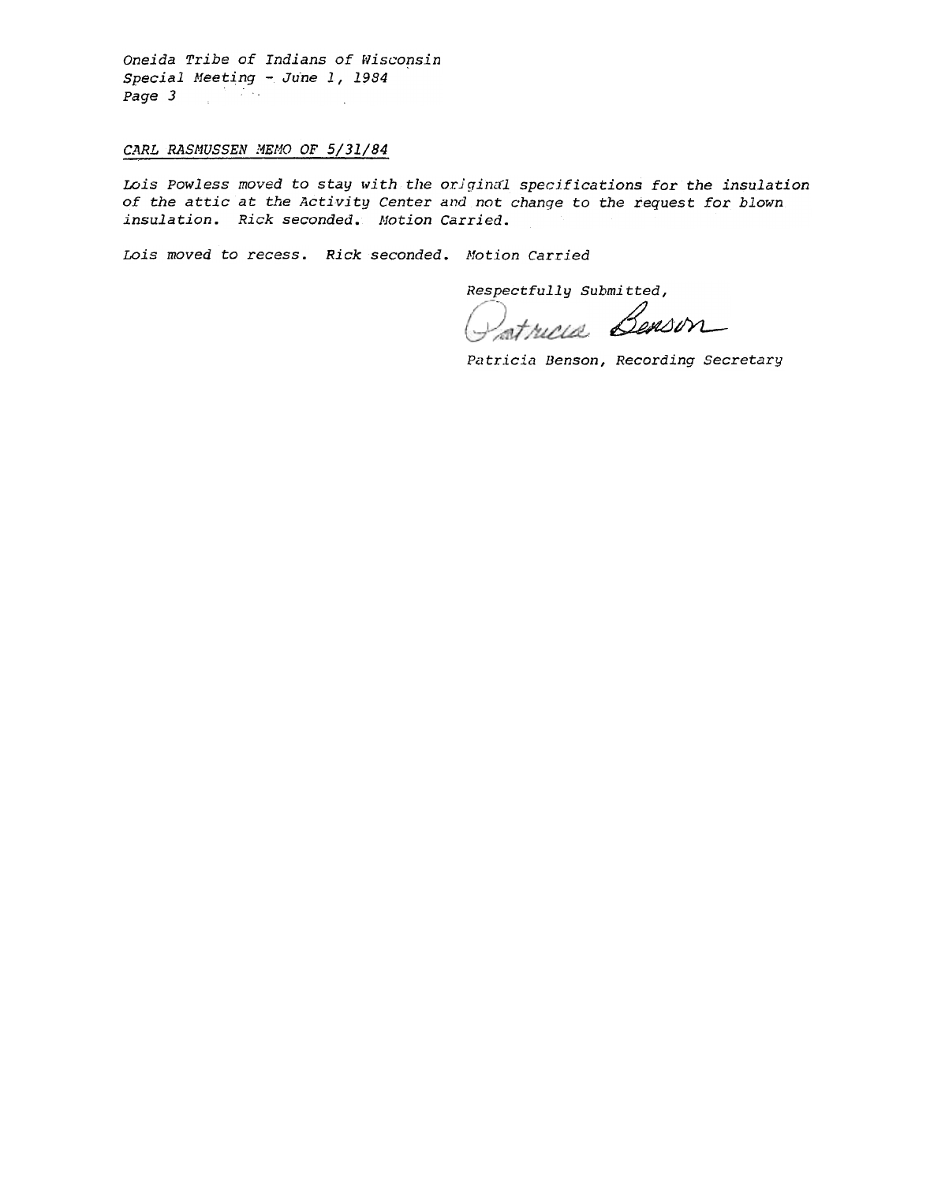## CARL RASMUSSEN MEMO OF 5/31/84

*Lois Powless moved to stay with the original specifications for the insulation of the attic at the Activity Center and not change to the request for blown insulation. Rick seconded. Motion Carried.*

*Lois moved to recess. Rick seconded. Motion Carried*

*Respectfully Submitted,*

*Patricia Benson*

*Patricia Benson, Recording Secretary*